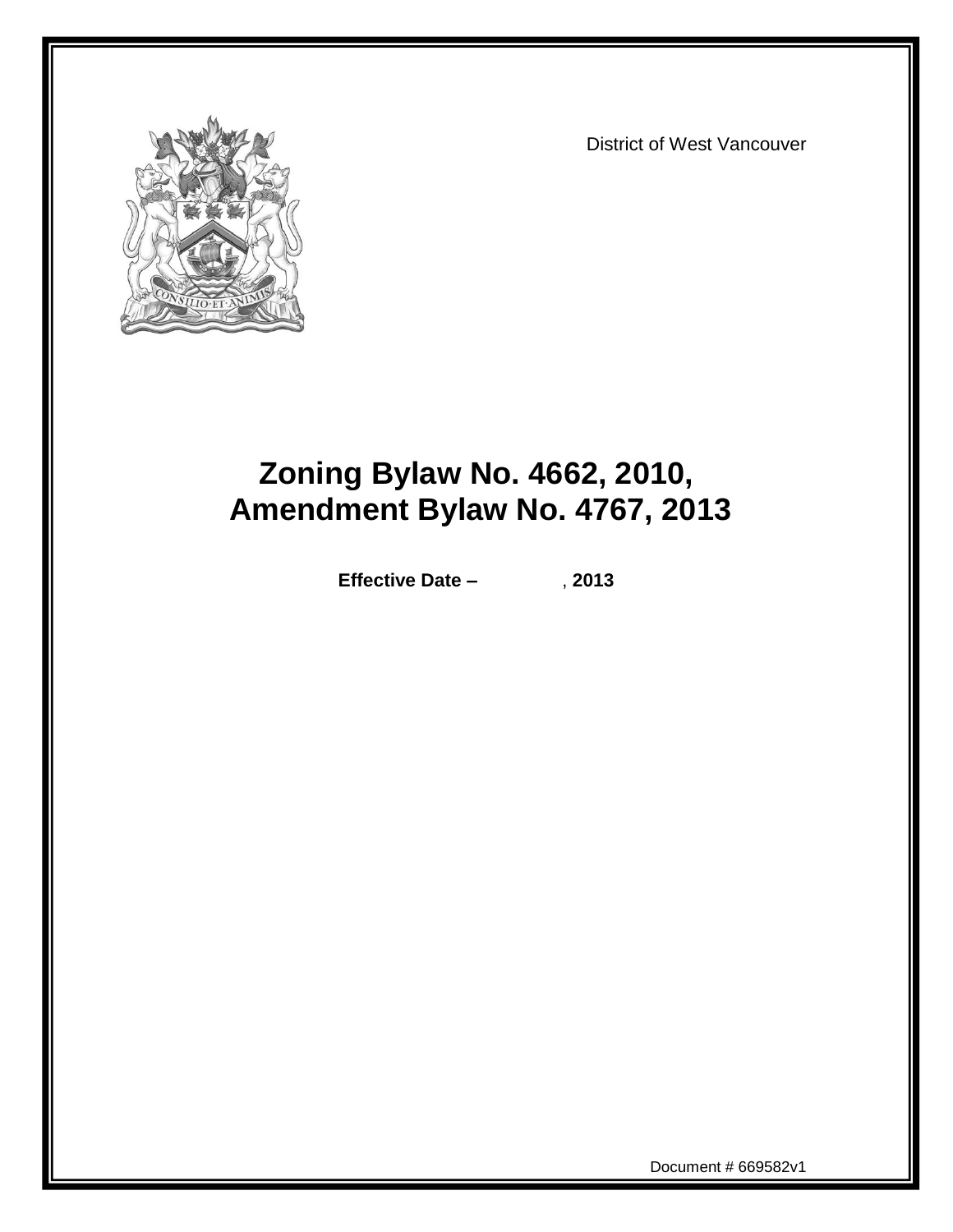District of West Vancouver

# Zoning Bylaw No. 4662, 2010, Amendment Bylaw No. 4767, 2013

**Effective Date – , 2013**

Document # 669582v1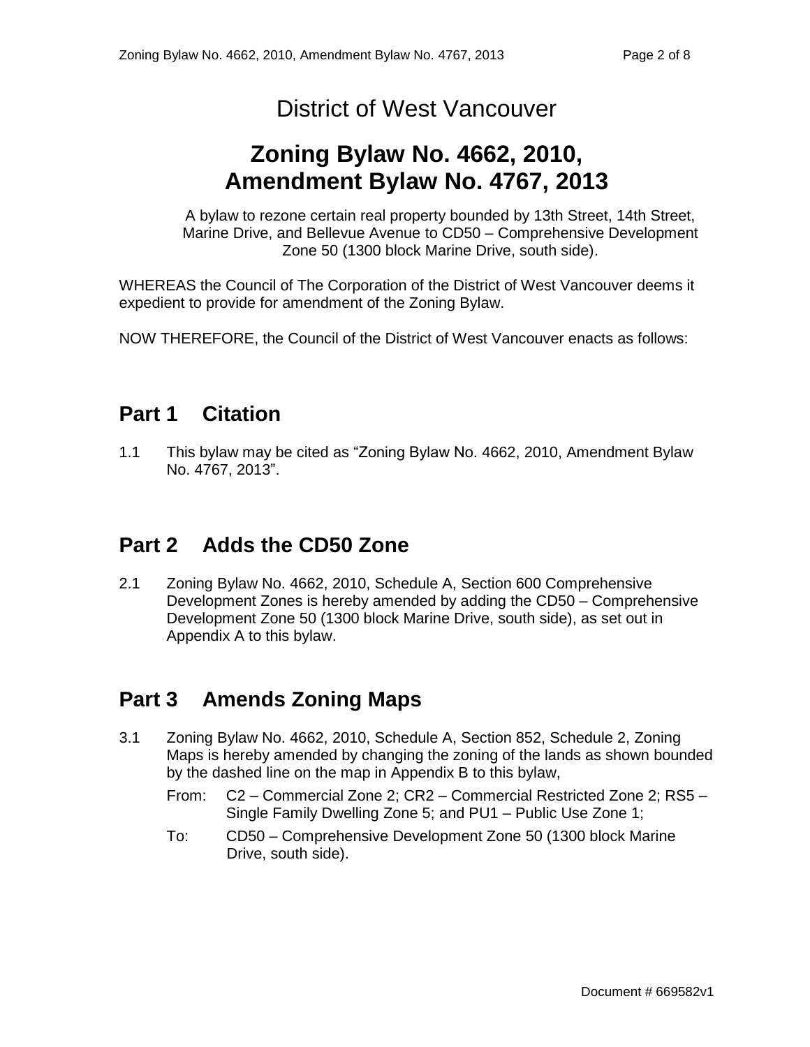# District of West Vancouver

## Zoning Bylaw No. 4662, 2010, Amendment Bylaw No. 4767, 2013

A bylaw to rezone certain real property bounded by 13th Street, 14th Street, Marine Drive, and Bellevue Avenue to CD50 – Comprehensive Development Zone 50 (1300 block Marine Drive, south side).

WHEREAS the Council of The Corporation of the District of West Vancouver deems it expedient to provide for amendment of the Zoning Bylaw.

NOW THEREFORE, the Council of the District of West Vancouver enacts as follows:

## Part 1 Citation

1.1 This bylaw may be cited as "Zoning Bylaw No. 4662, 2010, Amendment Bylaw No. 4767, 2013".

## Part 2 Adds the CD50 Zone

2.1 Zoning Bylaw No. 4662, 2010, Schedule A, Section 600 Comprehensive Development Zones is hereby amended by adding the CD50 – Comprehensive Development Zone 50 (1300 block Marine Drive, south side), as set out in Appendix A to this bylaw.

## Part 3 Amends Zoning Maps

3.1 Zoning Bylaw No. 4662, 2010, Schedule A, Section 852, Schedule 2, Zoning Maps is hereby amended by changing the zoning of the lands as shown bounded by the dashed line on the map in Appendix B to this bylaw,

From: C2 – Commercial Zone 2; CR2 – Commercial Restricted Zone 2; RS5 – Single Family Dwelling Zone 5; and PU1 – Public Use Zone 1;

To: CD50 – Comprehensive Development Zone 50 (1300 block Marine Drive, south side).

Document # 669582v1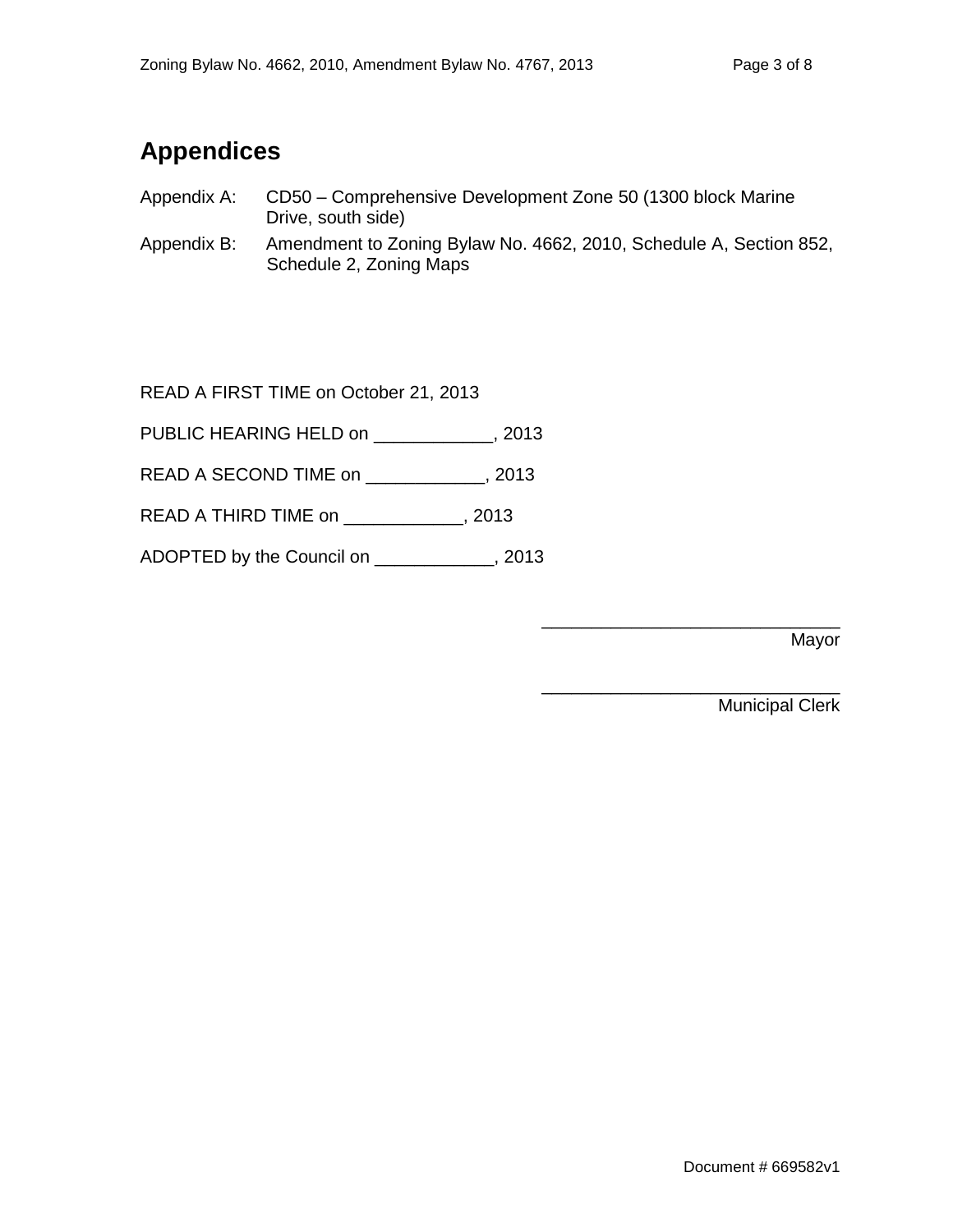## Appendices

Appendix A: CD50 – Comprehensive Development Zone 50 (1300 block Marine Drive, south side)

Appendix B: Amendment to Zoning Bylaw No. 4662, 2010, Schedule A, Section 852, Schedule 2, Zoning Maps

READ A FIRST TIME on October 21, 2013

PUBLIC HEARING HELD on ____________, 2013

READ A SECOND TIME on ____________, 2013

READ A THIRD TIME on ____________, 2013

ADOPTED by the Council on ____________, 2013

______________________________
Mayor

______________________________
Municipal Clerk

Document # 669582v1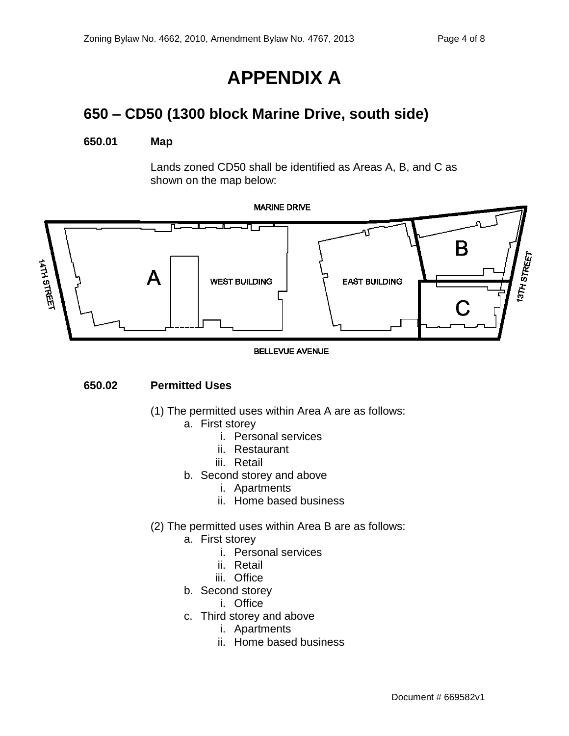# APPENDIX A

## 650 – CD50 (1300 block Marine Drive, south side)

**650.01 Map**

Lands zoned CD50 shall be identified as Areas A, B, and C as shown on the map below:

**650.02 Permitted Uses**

(1) The permitted uses within Area A are as follows:

a. First storey
   i. Personal services
   ii. Restaurant
   iii. Retail

b. Second storey and above
   i. Apartments
   ii. Home based business

(2) The permitted uses within Area B are as follows:

a. First storey
   i. Personal services
   ii. Retail
   iii. Office

b. Second storey
   i. Office

c. Third storey and above
   i. Apartments
   ii. Home based business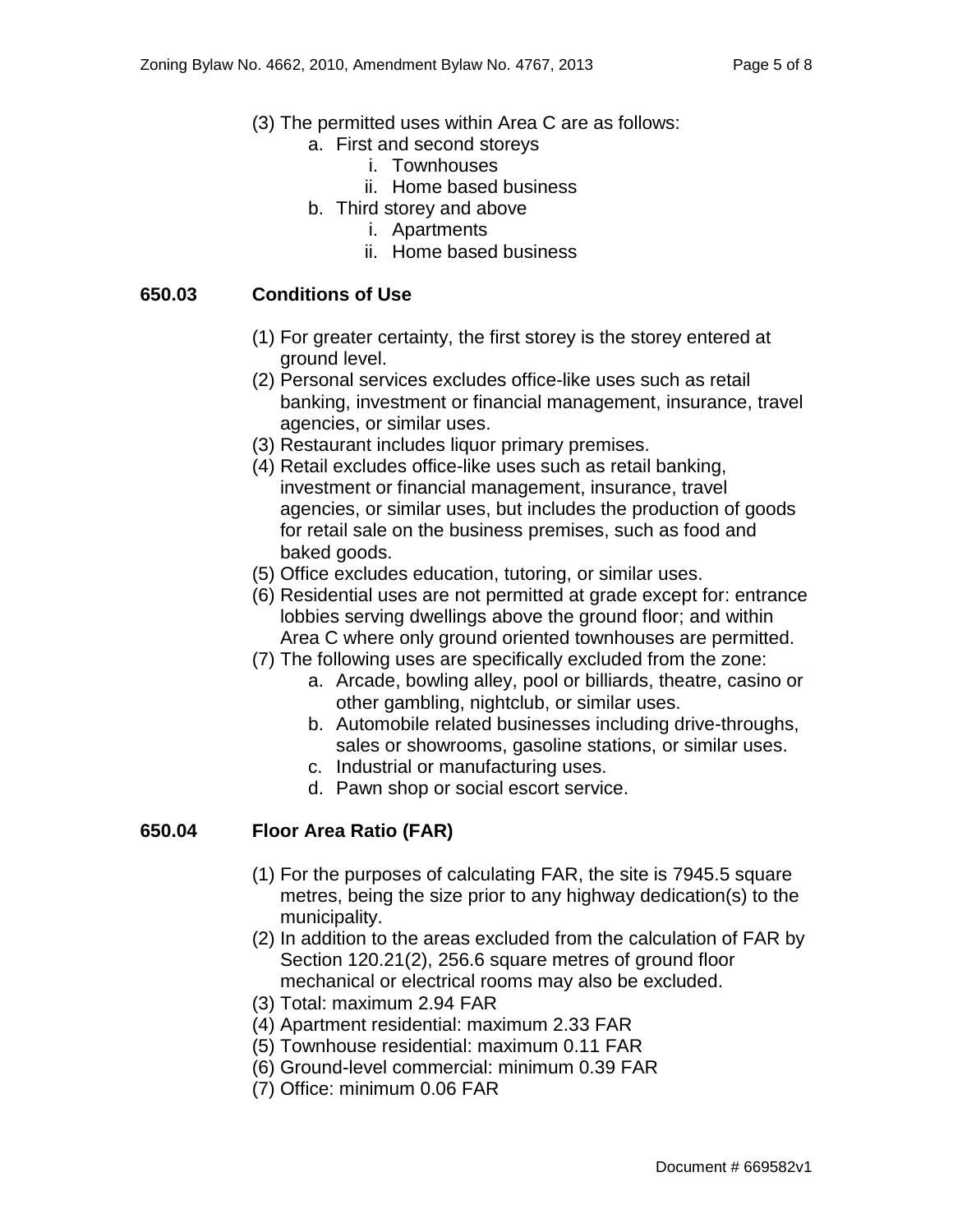(3) The permitted uses within Area C are as follows:

   a. First and second storeys
      i. Townhouses
      ii. Home based business
   b. Third storey and above
      i. Apartments
      ii. Home based business

## 650.03 Conditions of Use

(1) For greater certainty, the first storey is the storey entered at ground level.

(2) Personal services excludes office-like uses such as retail banking, investment or financial management, insurance, travel agencies, or similar uses.

(3) Restaurant includes liquor primary premises.

(4) Retail excludes office-like uses such as retail banking, investment or financial management, insurance, travel agencies, or similar uses, but includes the production of goods for retail sale on the business premises, such as food and baked goods.

(5) Office excludes education, tutoring, or similar uses.

(6) Residential uses are not permitted at grade except for: entrance lobbies serving dwellings above the ground floor; and within Area C where only ground oriented townhouses are permitted.

(7) The following uses are specifically excluded from the zone:

   a. Arcade, bowling alley, pool or billiards, theatre, casino or other gambling, nightclub, or similar uses.
   b. Automobile related businesses including drive-throughs, sales or showrooms, gasoline stations, or similar uses.
   c. Industrial or manufacturing uses.
   d. Pawn shop or social escort service.

## 650.04 Floor Area Ratio (FAR)

(1) For the purposes of calculating FAR, the site is 7945.5 square metres, being the size prior to any highway dedication(s) to the municipality.

(2) In addition to the areas excluded from the calculation of FAR by Section 120.21(2), 256.6 square metres of ground floor mechanical or electrical rooms may also be excluded.

(3) Total: maximum 2.94 FAR

(4) Apartment residential: maximum 2.33 FAR

(5) Townhouse residential: maximum 0.11 FAR

(6) Ground-level commercial: minimum 0.39 FAR

(7) Office: minimum 0.06 FAR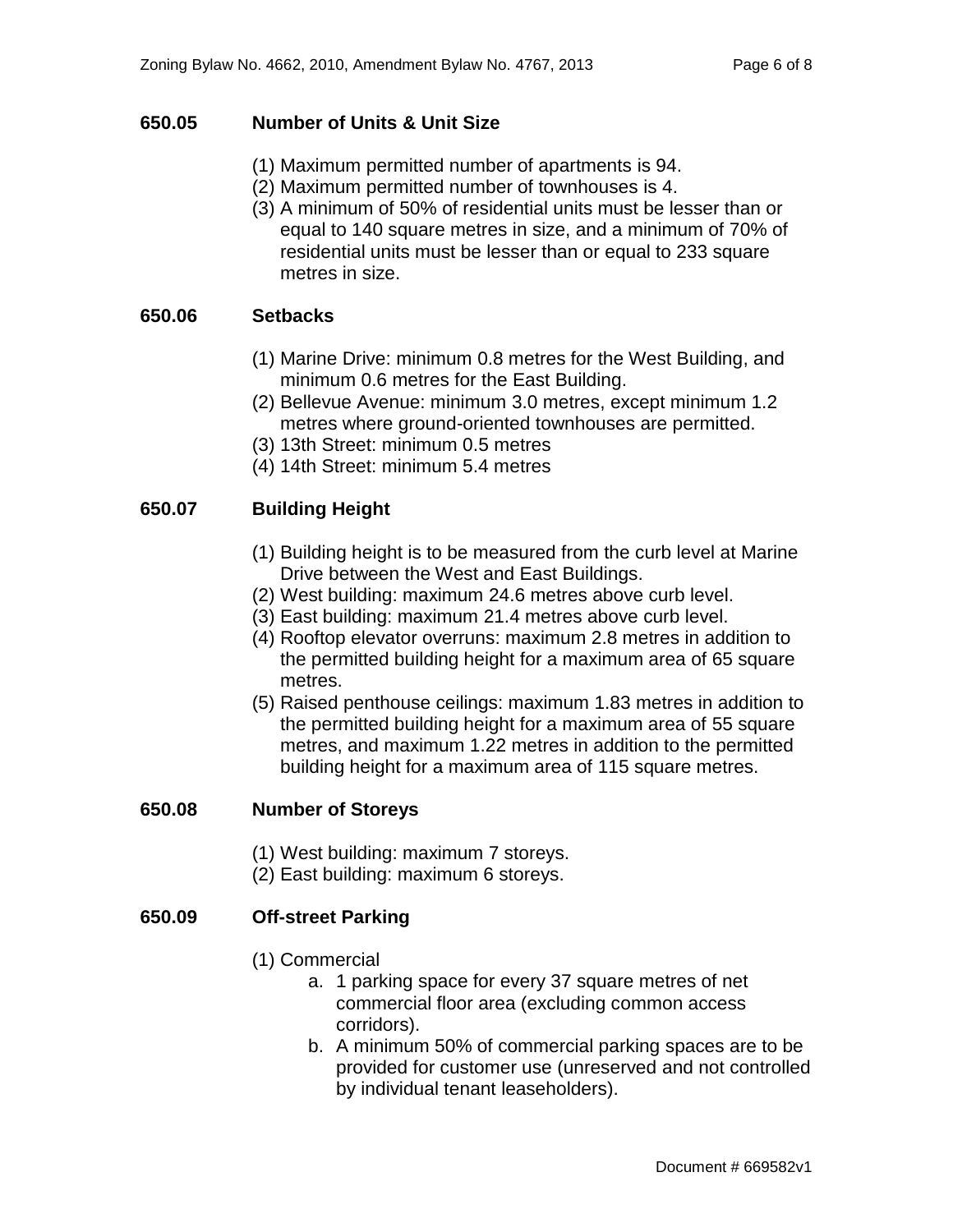## 650.05 Number of Units & Unit Size

(1) Maximum permitted number of apartments is 94.
(2) Maximum permitted number of townhouses is 4.
(3) A minimum of 50% of residential units must be lesser than or equal to 140 square metres in size, and a minimum of 70% of residential units must be lesser than or equal to 233 square metres in size.

## 650.06 Setbacks

(1) Marine Drive: minimum 0.8 metres for the West Building, and minimum 0.6 metres for the East Building.
(2) Bellevue Avenue: minimum 3.0 metres, except minimum 1.2 metres where ground-oriented townhouses are permitted.
(3) 13th Street: minimum 0.5 metres
(4) 14th Street: minimum 5.4 metres

## 650.07 Building Height

(1) Building height is to be measured from the curb level at Marine Drive between the West and East Buildings.
(2) West building: maximum 24.6 metres above curb level.
(3) East building: maximum 21.4 metres above curb level.
(4) Rooftop elevator overruns: maximum 2.8 metres in addition to the permitted building height for a maximum area of 65 square metres.
(5) Raised penthouse ceilings: maximum 1.83 metres in addition to the permitted building height for a maximum area of 55 square metres, and maximum 1.22 metres in addition to the permitted building height for a maximum area of 115 square metres.

## 650.08 Number of Storeys

(1) West building: maximum 7 storeys.
(2) East building: maximum 6 storeys.

## 650.09 Off-street Parking

(1) Commercial
   a. 1 parking space for every 37 square metres of net commercial floor area (excluding common access corridors).
   b. A minimum 50% of commercial parking spaces are to be provided for customer use (unreserved and not controlled by individual tenant leaseholders).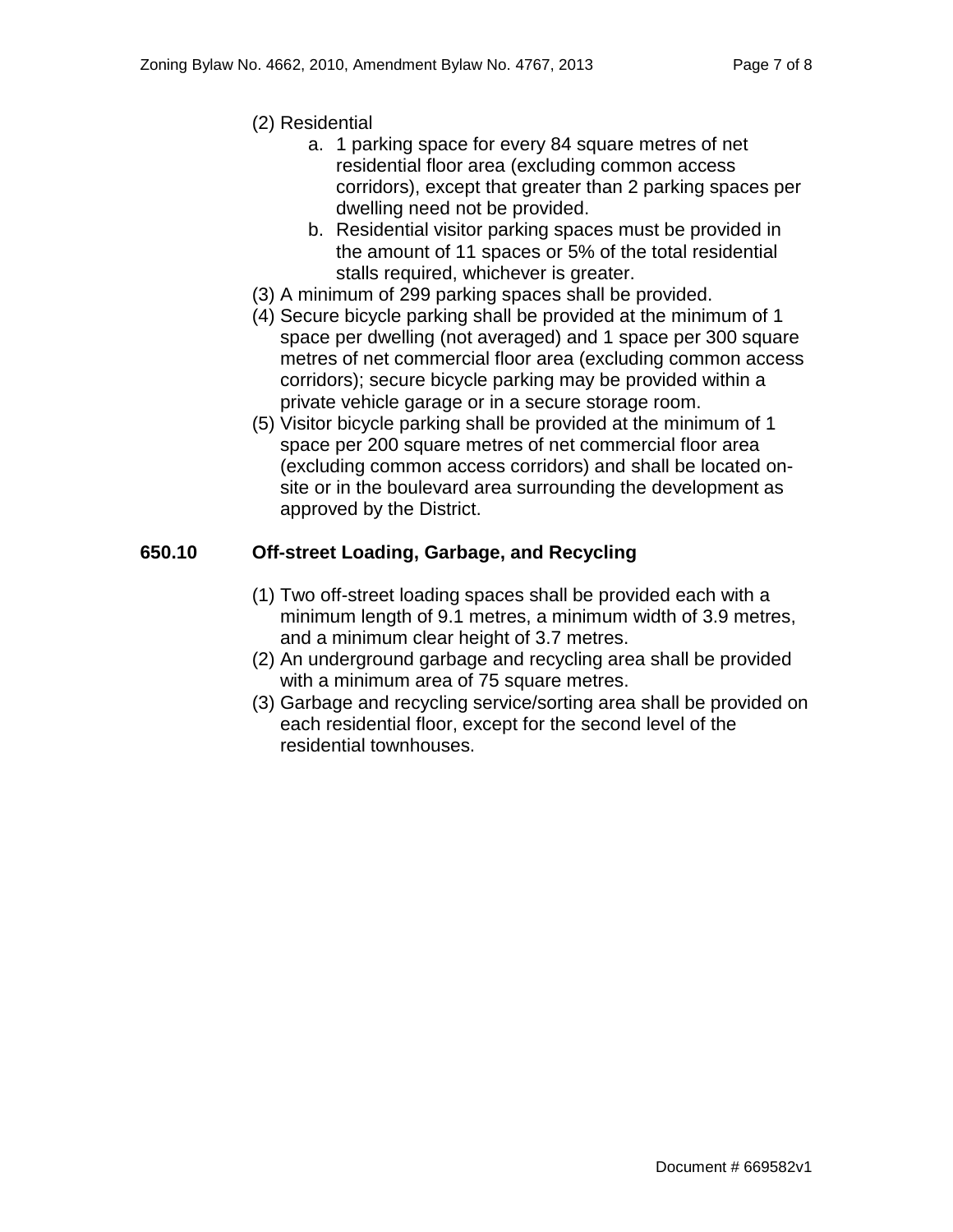(2) Residential

a. 1 parking space for every 84 square metres of net residential floor area (excluding common access corridors), except that greater than 2 parking spaces per dwelling need not be provided.

b. Residential visitor parking spaces must be provided in the amount of 11 spaces or 5% of the total residential stalls required, whichever is greater.

(3) A minimum of 299 parking spaces shall be provided.

(4) Secure bicycle parking shall be provided at the minimum of 1 space per dwelling (not averaged) and 1 space per 300 square metres of net commercial floor area (excluding common access corridors); secure bicycle parking may be provided within a private vehicle garage or in a secure storage room.

(5) Visitor bicycle parking shall be provided at the minimum of 1 space per 200 square metres of net commercial floor area (excluding common access corridors) and shall be located on-site or in the boulevard area surrounding the development as approved by the District.

### 650.10 Off-street Loading, Garbage, and Recycling

(1) Two off-street loading spaces shall be provided each with a minimum length of 9.1 metres, a minimum width of 3.9 metres, and a minimum clear height of 3.7 metres.

(2) An underground garbage and recycling area shall be provided with a minimum area of 75 square metres.

(3) Garbage and recycling service/sorting area shall be provided on each residential floor, except for the second level of the residential townhouses.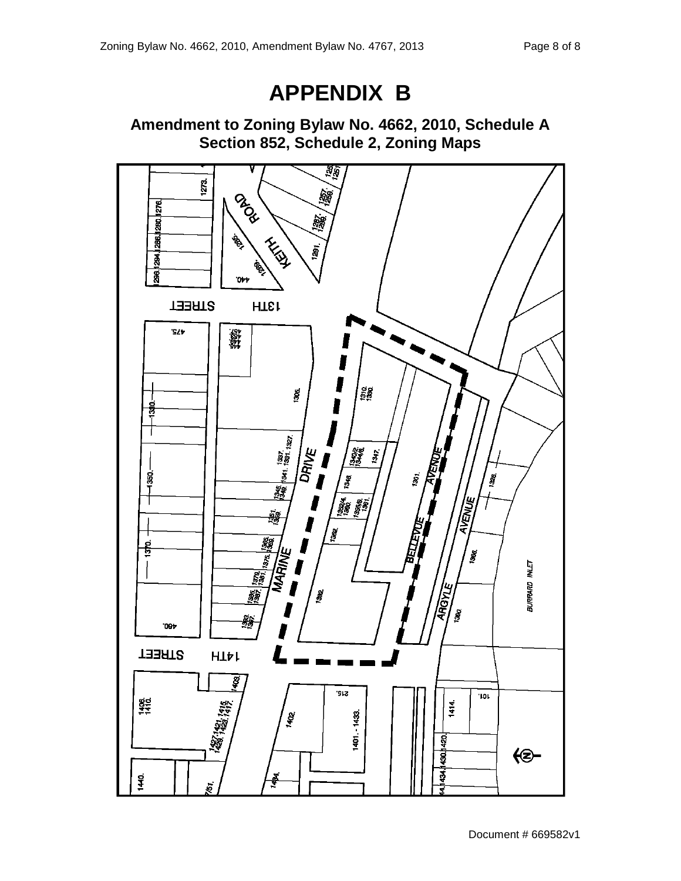# APPENDIX B

## Amendment to Zoning Bylaw No. 4662, 2010, Schedule A Section 852, Schedule 2, Zoning Maps

KEITH ROAD

13TH STREET

MARINE DRIVE

BELLEVUE AVENUE

ARGYLE AVENUE

14TH STREET

BURRARD INLET

1273.
1276.
1280.
1286.
1294.
1296.
1285-
1289.
440.
1257.
1259.
1297.
1299.
1291.
475.
1305.
1330.
1337.
1331. 1327.
1341.
1345.
1349.
1350.
1351.
1359.
1365.
1369.
1370.
1375.
1379.
1381.
1385.
1387.
1393.
1397.
460.
1310.
1350.
1340/2.
1344/6.
1347.
1348.
1301.
1352/4.
1360.
1355/9.
1361.
1362.
1392.
1328.
1366.
1390.
1403.
1406.
1410.
1427.1421.1415.
1429. 1423.1417.
215.
1402.
1401. - 1433.
101.
1414.
1420.
1430.
1434.
1440.
1464.
751.

Document # 669582v1